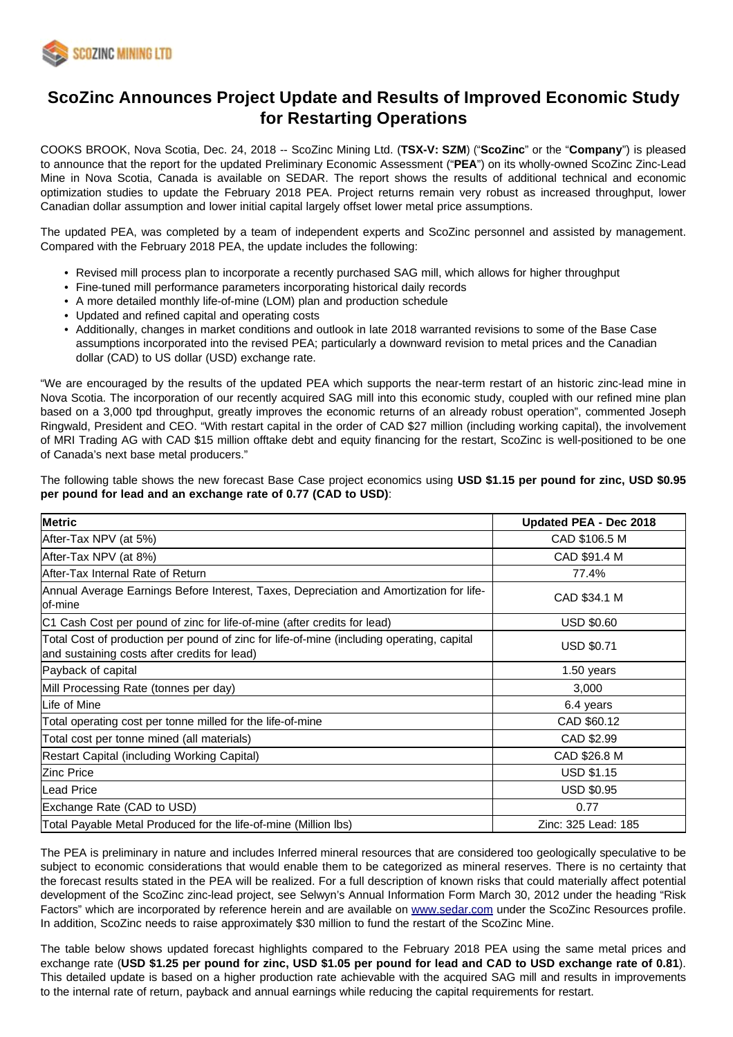# ScoZinc Announces Project Update and Results of Improved Economic Study for Restarting Operations

COOKS BROOK, Nova Scotia, Dec. 24, 2018 -- ScoZinc Mining Ltd. (**TSX-V: SZM**) ("**ScoZinc**" or the "**Company**") is pleased to announce that the report for the updated Preliminary Economic Assessment ("**PEA**") on its wholly-owned ScoZinc Zinc-Lead Mine in Nova Scotia, Canada is available on SEDAR. The report shows the results of additional technical and economic optimization studies to update the February 2018 PEA. Project returns remain very robust as increased throughput, lower Canadian dollar assumption and lower initial capital largely offset lower metal price assumptions.

The updated PEA, was completed by a team of independent experts and ScoZinc personnel and assisted by management. Compared with the February 2018 PEA, the update includes the following:

- Revised mill process plan to incorporate a recently purchased SAG mill, which allows for higher throughput
- Fine-tuned mill performance parameters incorporating historical daily records
- A more detailed monthly life-of-mine (LOM) plan and production schedule
- Updated and refined capital and operating costs
- Additionally, changes in market conditions and outlook in late 2018 warranted revisions to some of the Base Case assumptions incorporated into the revised PEA; particularly a downward revision to metal prices and the Canadian dollar (CAD) to US dollar (USD) exchange rate.

"We are encouraged by the results of the updated PEA which supports the near-term restart of an historic zinc-lead mine in Nova Scotia. The incorporation of our recently acquired SAG mill into this economic study, coupled with our refined mine plan based on a 3,000 tpd throughput, greatly improves the economic returns of an already robust operation", commented Joseph Ringwald, President and CEO. "With restart capital in the order of CAD $27 million (including working capital), the involvement of MRI Trading AG with CAD $15 million offtake debt and equity financing for the restart, ScoZinc is well-positioned to be one of Canada's next base metal producers."

The following table shows the new forecast Base Case project economics using **USD $1.15 per pound for zinc, USD $0.95 per pound for lead and an exchange rate of 0.77 (CAD to USD)**:

| Metric | Updated PEA - Dec 2018 |
|---|---|
| After-Tax NPV (at 5%) | CAD $106.5 M |
| After-Tax NPV (at 8%) | CAD $91.4 M |
| After-Tax Internal Rate of Return | 77.4% |
| Annual Average Earnings Before Interest, Taxes, Depreciation and Amortization for life-of-mine | CAD $34.1 M |
| C1 Cash Cost per pound of zinc for life-of-mine (after credits for lead) | USD $0.60 |
| Total Cost of production per pound of zinc for life-of-mine (including operating, capital and sustaining costs after credits for lead) | USD $0.71 |
| Payback of capital | 1.50 years |
| Mill Processing Rate (tonnes per day) | 3,000 |
| Life of Mine | 6.4 years |
| Total operating cost per tonne milled for the life-of-mine | CAD $60.12 |
| Total cost per tonne mined (all materials) | CAD $2.99 |
| Restart Capital (including Working Capital) | CAD $26.8 M |
| Zinc Price | USD $1.15 |
| Lead Price | USD $0.95 |
| Exchange Rate (CAD to USD) | 0.77 |
| Total Payable Metal Produced for the life-of-mine (Million lbs) | Zinc: 325 Lead: 185 |

The PEA is preliminary in nature and includes Inferred mineral resources that are considered too geologically speculative to be subject to economic considerations that would enable them to be categorized as mineral reserves. There is no certainty that the forecast results stated in the PEA will be realized. For a full description of known risks that could materially affect potential development of the ScoZinc zinc-lead project, see Selwyn's Annual Information Form March 30, 2012 under the heading "Risk Factors" which are incorporated by reference herein and are available on www.sedar.com under the ScoZinc Resources profile. In addition, ScoZinc needs to raise approximately $30 million to fund the restart of the ScoZinc Mine.

The table below shows updated forecast highlights compared to the February 2018 PEA using the same metal prices and exchange rate (**USD $1.25 per pound for zinc, USD $1.05 per pound for lead and CAD to USD exchange rate of 0.81**). This detailed update is based on a higher production rate achievable with the acquired SAG mill and results in improvements to the internal rate of return, payback and annual earnings while reducing the capital requirements for restart.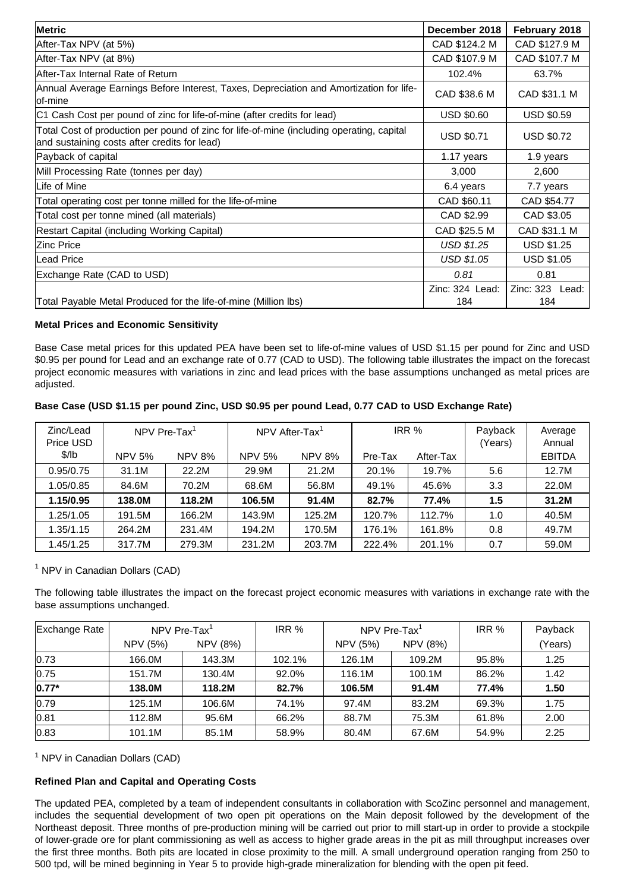| Metric | December 2018 | February 2018 |
|---|---|---|
| After-Tax NPV (at 5%) | CAD $124.2 M | CAD $127.9 M |
| After-Tax NPV (at 8%) | CAD $107.9 M | CAD $107.7 M |
| After-Tax Internal Rate of Return | 102.4% | 63.7% |
| Annual Average Earnings Before Interest, Taxes, Depreciation and Amortization for life-of-mine | CAD $38.6 M | CAD $31.1 M |
| C1 Cash Cost per pound of zinc for life-of-mine (after credits for lead) | USD $0.60 | USD $0.59 |
| Total Cost of production per pound of zinc for life-of-mine (including operating, capital and sustaining costs after credits for lead) | USD $0.71 | USD $0.72 |
| Payback of capital | 1.17 years | 1.9 years |
| Mill Processing Rate (tonnes per day) | 3,000 | 2,600 |
| Life of Mine | 6.4 years | 7.7 years |
| Total operating cost per tonne milled for the life-of-mine | CAD $60.11 | CAD $54.77 |
| Total cost per tonne mined (all materials) | CAD $2.99 | CAD $3.05 |
| Restart Capital (including Working Capital) | CAD $25.5 M | CAD $31.1 M |
| Zinc Price | *USD $1.25* | USD $1.25 |
| Lead Price | *USD $1.05* | USD $1.05 |
| Exchange Rate (CAD to USD) | *0.81* | 0.81 |
| Total Payable Metal Produced for the life-of-mine (Million lbs) | Zinc: 324 Lead: 184 | Zinc: 323 Lead: 184 |

**Metal Prices and Economic Sensitivity**

Base Case metal prices for this updated PEA have been set to life-of-mine values of USD $1.15 per pound for Zinc and USD $0.95 per pound for Lead and an exchange rate of 0.77 (CAD to USD). The following table illustrates the impact on the forecast project economic measures with variations in zinc and lead prices with the base assumptions unchanged as metal prices are adjusted.

**Base Case (USD $1.15 per pound Zinc, USD $0.95 per pound Lead, 0.77 CAD to USD Exchange Rate)**

| Zinc/Lead Price USD $/lb | NPV Pre-Tax[1] | | NPV After-Tax[1] | | IRR % | | Payback (Years) | Average Annual EBITDA |
|---|---|---|---|---|---|---|---|---|
| | NPV 5% | NPV 8% | NPV 5% | NPV 8% | Pre-Tax | After-Tax | | |
| 0.95/0.75 | 31.1M | 22.2M | 29.9M | 21.2M | 20.1% | 19.7% | 5.6 | 12.7M |
| 1.05/0.85 | 84.6M | 70.2M | 68.6M | 56.8M | 49.1% | 45.6% | 3.3 | 22.0M |
| **1.15/0.95** | **138.0M** | **118.2M** | **106.5M** | **91.4M** | **82.7%** | **77.4%** | **1.5** | **31.2M** |
| 1.25/1.05 | 191.5M | 166.2M | 143.9M | 125.2M | 120.7% | 112.7% | 1.0 | 40.5M |
| 1.35/1.15 | 264.2M | 231.4M | 194.2M | 170.5M | 176.1% | 161.8% | 0.8 | 49.7M |
| 1.45/1.25 | 317.7M | 279.3M | 231.2M | 203.7M | 222.4% | 201.1% | 0.7 | 59.0M |

[1] NPV in Canadian Dollars (CAD)

The following table illustrates the impact on the forecast project economic measures with variations in exchange rate with the base assumptions unchanged.

| Exchange Rate | NPV Pre-Tax[1] | | IRR % | NPV Pre-Tax[1] | | IRR % | Payback |
|---|---|---|---|---|---|---|---|
| | NPV (5%) | NPV (8%) | | NPV (5%) | NPV (8%) | | (Years) |
| 0.73 | 166.0M | 143.3M | 102.1% | 126.1M | 109.2M | 95.8% | 1.25 |
| 0.75 | 151.7M | 130.4M | 92.0% | 116.1M | 100.1M | 86.2% | 1.42 |
| **0.77*** | **138.0M** | **118.2M** | **82.7%** | **106.5M** | **91.4M** | **77.4%** | **1.50** |
| 0.79 | 125.1M | 106.6M | 74.1% | 97.4M | 83.2M | 69.3% | 1.75 |
| 0.81 | 112.8M | 95.6M | 66.2% | 88.7M | 75.3M | 61.8% | 2.00 |
| 0.83 | 101.1M | 85.1M | 58.9% | 80.4M | 67.6M | 54.9% | 2.25 |

[1] NPV in Canadian Dollars (CAD)

**Refined Plan and Capital and Operating Costs**

The updated PEA, completed by a team of independent consultants in collaboration with ScoZinc personnel and management, includes the sequential development of two open pit operations on the Main deposit followed by the development of the Northeast deposit. Three months of pre-production mining will be carried out prior to mill start-up in order to provide a stockpile of lower-grade ore for plant commissioning as well as access to higher grade areas in the pit as mill throughput increases over the first three months. Both pits are located in close proximity to the mill. A small underground operation ranging from 250 to 500 tpd, will be mined beginning in Year 5 to provide high-grade mineralization for blending with the open pit feed.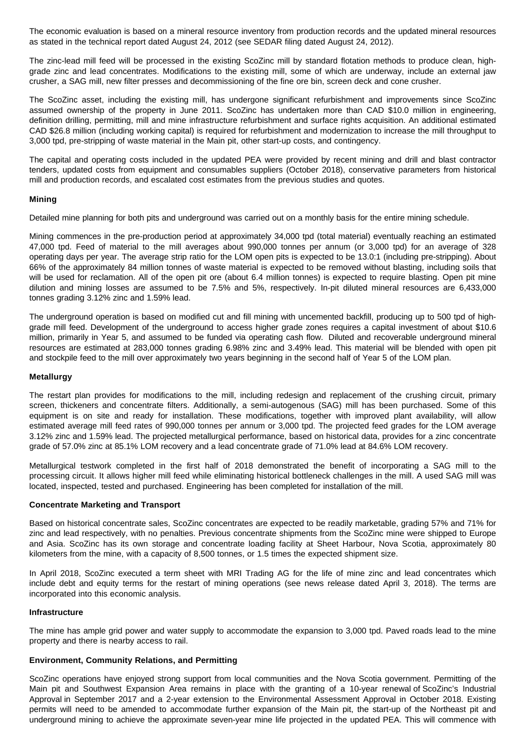The economic evaluation is based on a mineral resource inventory from production records and the updated mineral resources as stated in the technical report dated August 24, 2012 (see SEDAR filing dated August 24, 2012).

The zinc-lead mill feed will be processed in the existing ScoZinc mill by standard flotation methods to produce clean, high-grade zinc and lead concentrates. Modifications to the existing mill, some of which are underway, include an external jaw crusher, a SAG mill, new filter presses and decommissioning of the fine ore bin, screen deck and cone crusher.

The ScoZinc asset, including the existing mill, has undergone significant refurbishment and improvements since ScoZinc assumed ownership of the property in June 2011. ScoZinc has undertaken more than CAD $10.0 million in engineering, definition drilling, permitting, mill and mine infrastructure refurbishment and surface rights acquisition. An additional estimated CAD $26.8 million (including working capital) is required for refurbishment and modernization to increase the mill throughput to 3,000 tpd, pre-stripping of waste material in the Main pit, other start-up costs, and contingency.

The capital and operating costs included in the updated PEA were provided by recent mining and drill and blast contractor tenders, updated costs from equipment and consumables suppliers (October 2018), conservative parameters from historical mill and production records, and escalated cost estimates from the previous studies and quotes.

**Mining**

Detailed mine planning for both pits and underground was carried out on a monthly basis for the entire mining schedule.

Mining commences in the pre-production period at approximately 34,000 tpd (total material) eventually reaching an estimated 47,000 tpd. Feed of material to the mill averages about 990,000 tonnes per annum (or 3,000 tpd) for an average of 328 operating days per year. The average strip ratio for the LOM open pits is expected to be 13.0:1 (including pre-stripping). About 66% of the approximately 84 million tonnes of waste material is expected to be removed without blasting, including soils that will be used for reclamation. All of the open pit ore (about 6.4 million tonnes) is expected to require blasting. Open pit mine dilution and mining losses are assumed to be 7.5% and 5%, respectively. In-pit diluted mineral resources are 6,433,000 tonnes grading 3.12% zinc and 1.59% lead.

The underground operation is based on modified cut and fill mining with uncemented backfill, producing up to 500 tpd of high-grade mill feed. Development of the underground to access higher grade zones requires a capital investment of about $10.6 million, primarily in Year 5, and assumed to be funded via operating cash flow. Diluted and recoverable underground mineral resources are estimated at 283,000 tonnes grading 6.98% zinc and 3.49% lead. This material will be blended with open pit and stockpile feed to the mill over approximately two years beginning in the second half of Year 5 of the LOM plan.

**Metallurgy**

The restart plan provides for modifications to the mill, including redesign and replacement of the crushing circuit, primary screen, thickeners and concentrate filters. Additionally, a semi-autogenous (SAG) mill has been purchased. Some of this equipment is on site and ready for installation. These modifications, together with improved plant availability, will allow estimated average mill feed rates of 990,000 tonnes per annum or 3,000 tpd. The projected feed grades for the LOM average 3.12% zinc and 1.59% lead. The projected metallurgical performance, based on historical data, provides for a zinc concentrate grade of 57.0% zinc at 85.1% LOM recovery and a lead concentrate grade of 71.0% lead at 84.6% LOM recovery.

Metallurgical testwork completed in the first half of 2018 demonstrated the benefit of incorporating a SAG mill to the processing circuit. It allows higher mill feed while eliminating historical bottleneck challenges in the mill. A used SAG mill was located, inspected, tested and purchased. Engineering has been completed for installation of the mill.

**Concentrate Marketing and Transport**

Based on historical concentrate sales, ScoZinc concentrates are expected to be readily marketable, grading 57% and 71% for zinc and lead respectively, with no penalties. Previous concentrate shipments from the ScoZinc mine were shipped to Europe and Asia. ScoZinc has its own storage and concentrate loading facility at Sheet Harbour, Nova Scotia, approximately 80 kilometers from the mine, with a capacity of 8,500 tonnes, or 1.5 times the expected shipment size.

In April 2018, ScoZinc executed a term sheet with MRI Trading AG for the life of mine zinc and lead concentrates which include debt and equity terms for the restart of mining operations (see news release dated April 3, 2018). The terms are incorporated into this economic analysis.

**Infrastructure**

The mine has ample grid power and water supply to accommodate the expansion to 3,000 tpd. Paved roads lead to the mine property and there is nearby access to rail.

**Environment, Community Relations, and Permitting**

ScoZinc operations have enjoyed strong support from local communities and the Nova Scotia government. Permitting of the Main pit and Southwest Expansion Area remains in place with the granting of a 10-year renewal of ScoZinc's Industrial Approval in September 2017 and a 2-year extension to the Environmental Assessment Approval in October 2018. Existing permits will need to be amended to accommodate further expansion of the Main pit, the start-up of the Northeast pit and underground mining to achieve the approximate seven-year mine life projected in the updated PEA. This will commence with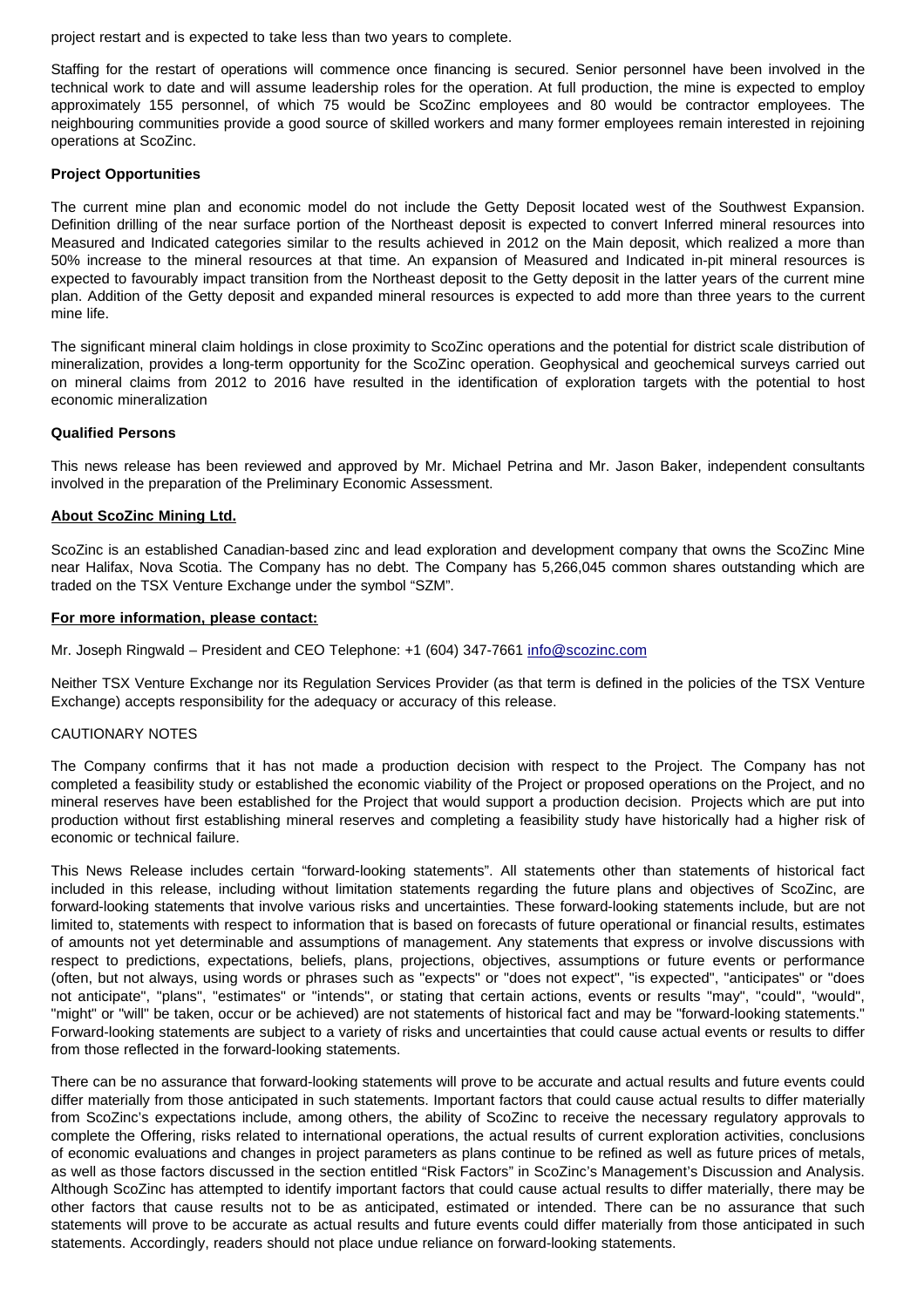project restart and is expected to take less than two years to complete.

Staffing for the restart of operations will commence once financing is secured. Senior personnel have been involved in the technical work to date and will assume leadership roles for the operation. At full production, the mine is expected to employ approximately 155 personnel, of which 75 would be ScoZinc employees and 80 would be contractor employees. The neighbouring communities provide a good source of skilled workers and many former employees remain interested in rejoining operations at ScoZinc.

**Project Opportunities**

The current mine plan and economic model do not include the Getty Deposit located west of the Southwest Expansion. Definition drilling of the near surface portion of the Northeast deposit is expected to convert Inferred mineral resources into Measured and Indicated categories similar to the results achieved in 2012 on the Main deposit, which realized a more than 50% increase to the mineral resources at that time. An expansion of Measured and Indicated in-pit mineral resources is expected to favourably impact transition from the Northeast deposit to the Getty deposit in the latter years of the current mine plan. Addition of the Getty deposit and expanded mineral resources is expected to add more than three years to the current mine life.

The significant mineral claim holdings in close proximity to ScoZinc operations and the potential for district scale distribution of mineralization, provides a long-term opportunity for the ScoZinc operation. Geophysical and geochemical surveys carried out on mineral claims from 2012 to 2016 have resulted in the identification of exploration targets with the potential to host economic mineralization

**Qualified Persons**

This news release has been reviewed and approved by Mr. Michael Petrina and Mr. Jason Baker, independent consultants involved in the preparation of the Preliminary Economic Assessment.

**About ScoZinc Mining Ltd.**

ScoZinc is an established Canadian-based zinc and lead exploration and development company that owns the ScoZinc Mine near Halifax, Nova Scotia. The Company has no debt. The Company has 5,266,045 common shares outstanding which are traded on the TSX Venture Exchange under the symbol "SZM".

**For more information, please contact:**

Mr. Joseph Ringwald – President and CEO Telephone: +1 (604) 347-7661 info@scozinc.com

Neither TSX Venture Exchange nor its Regulation Services Provider (as that term is defined in the policies of the TSX Venture Exchange) accepts responsibility for the adequacy or accuracy of this release.

CAUTIONARY NOTES

The Company confirms that it has not made a production decision with respect to the Project. The Company has not completed a feasibility study or established the economic viability of the Project or proposed operations on the Project, and no mineral reserves have been established for the Project that would support a production decision. Projects which are put into production without first establishing mineral reserves and completing a feasibility study have historically had a higher risk of economic or technical failure.

This News Release includes certain "forward-looking statements". All statements other than statements of historical fact included in this release, including without limitation statements regarding the future plans and objectives of ScoZinc, are forward-looking statements that involve various risks and uncertainties. These forward-looking statements include, but are not limited to, statements with respect to information that is based on forecasts of future operational or financial results, estimates of amounts not yet determinable and assumptions of management. Any statements that express or involve discussions with respect to predictions, expectations, beliefs, plans, projections, objectives, assumptions or future events or performance (often, but not always, using words or phrases such as "expects" or "does not expect", "is expected", "anticipates" or "does not anticipate", "plans", "estimates" or "intends", or stating that certain actions, events or results "may", "could", "would", "might" or "will" be taken, occur or be achieved) are not statements of historical fact and may be "forward-looking statements." Forward-looking statements are subject to a variety of risks and uncertainties that could cause actual events or results to differ from those reflected in the forward-looking statements.

There can be no assurance that forward-looking statements will prove to be accurate and actual results and future events could differ materially from those anticipated in such statements. Important factors that could cause actual results to differ materially from ScoZinc's expectations include, among others, the ability of ScoZinc to receive the necessary regulatory approvals to complete the Offering, risks related to international operations, the actual results of current exploration activities, conclusions of economic evaluations and changes in project parameters as plans continue to be refined as well as future prices of metals, as well as those factors discussed in the section entitled "Risk Factors" in ScoZinc's Management's Discussion and Analysis. Although ScoZinc has attempted to identify important factors that could cause actual results to differ materially, there may be other factors that cause results not to be as anticipated, estimated or intended. There can be no assurance that such statements will prove to be accurate as actual results and future events could differ materially from those anticipated in such statements. Accordingly, readers should not place undue reliance on forward-looking statements.